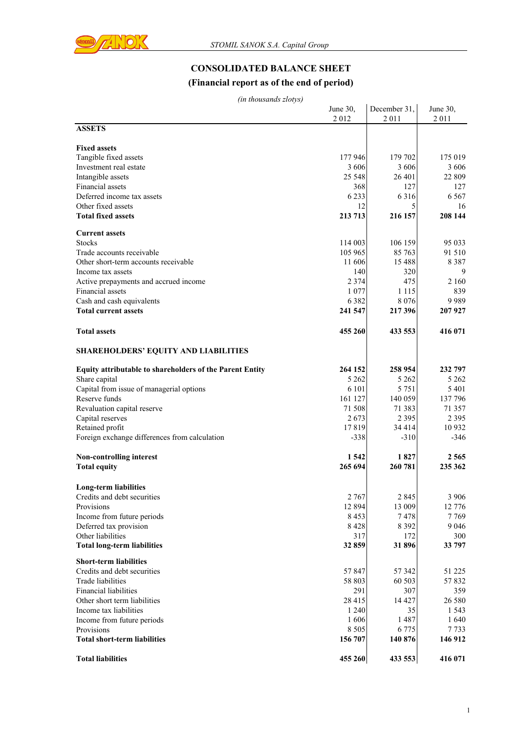# CONSOLIDATED BALANCE SHEET

## (Financial report as of the end of period)

*(in thousands zlotys)*

| | June 30, 2 012 | December 31, 2 011 | June 30, 2 011 |
|---|---|---|---|
| **ASSETS** | | | |
| | | | |
| **Fixed assets** | | | |
| Tangible fixed assets | 177 946 | 179 702 | 175 019 |
| Investment real estate | 3 606 | 3 606 | 3 606 |
| Intangible assets | 25 548 | 26 401 | 22 809 |
| Financial assets | 368 | 127 | 127 |
| Deferred income tax assets | 6 233 | 6 316 | 6 567 |
| Other fixed assets | 12 | 5 | 16 |
| **Total fixed assets** | **213 713** | **216 157** | **208 144** |
| | | | |
| **Current assets** | | | |
| Stocks | 114 003 | 106 159 | 95 033 |
| Trade accounts receivable | 105 965 | 85 763 | 91 510 |
| Other short-term accounts receivable | 11 606 | 15 488 | 8 387 |
| Income tax assets | 140 | 320 | 9 |
| Active prepayments and accrued income | 2 374 | 475 | 2 160 |
| Financial assets | 1 077 | 1 115 | 839 |
| Cash and cash equivalents | 6 382 | 8 076 | 9 989 |
| **Total current assets** | **241 547** | **217 396** | **207 927** |
| | | | |
| **Total assets** | **455 260** | **433 553** | **416 071** |
| | | | |
| **SHAREHOLDERS' EQUITY AND LIABILITIES** | | | |
| | | | |
| **Equity attributable to shareholders of the Parent Entity** | **264 152** | **258 954** | **232 797** |
| Share capital | 5 262 | 5 262 | 5 262 |
| Capital from issue of managerial options | 6 101 | 5 751 | 5 401 |
| Reserve funds | 161 127 | 140 059 | 137 796 |
| Revaluation capital reserve | 71 508 | 71 383 | 71 357 |
| Capital reserves | 2 673 | 2 395 | 2 395 |
| Retained profit | 17 819 | 34 414 | 10 932 |
| Foreign exchange differences from calculation | -338 | -310 | -346 |
| | | | |
| **Non-controlling interest** | **1 542** | **1 827** | **2 565** |
| **Total equity** | **265 694** | **260 781** | **235 362** |
| | | | |
| **Long-term liabilities** | | | |
| Credits and debt securities | 2 767 | 2 845 | 3 906 |
| Provisions | 12 894 | 13 009 | 12 776 |
| Income from future periods | 8 453 | 7 478 | 7 769 |
| Deferred tax provision | 8 428 | 8 392 | 9 046 |
| Other liabilities | 317 | 172 | 300 |
| **Total long-term liabilities** | **32 859** | **31 896** | **33 797** |
| | | | |
| **Short-term liabilities** | | | |
| Credits and debt securities | 57 847 | 57 342 | 51 225 |
| Trade liabilities | 58 803 | 60 503 | 57 832 |
| Financial liabilities | 291 | 307 | 359 |
| Other short term liabilities | 28 415 | 14 427 | 26 580 |
| Income tax liabilities | 1 240 | 35 | 1 543 |
| Income from future periods | 1 606 | 1 487 | 1 640 |
| Provisions | 8 505 | 6 775 | 7 733 |
| **Total short-term liabilities** | **156 707** | **140 876** | **146 912** |
| | | | |
| **Total liabilities** | **455 260** | **433 553** | **416 071** |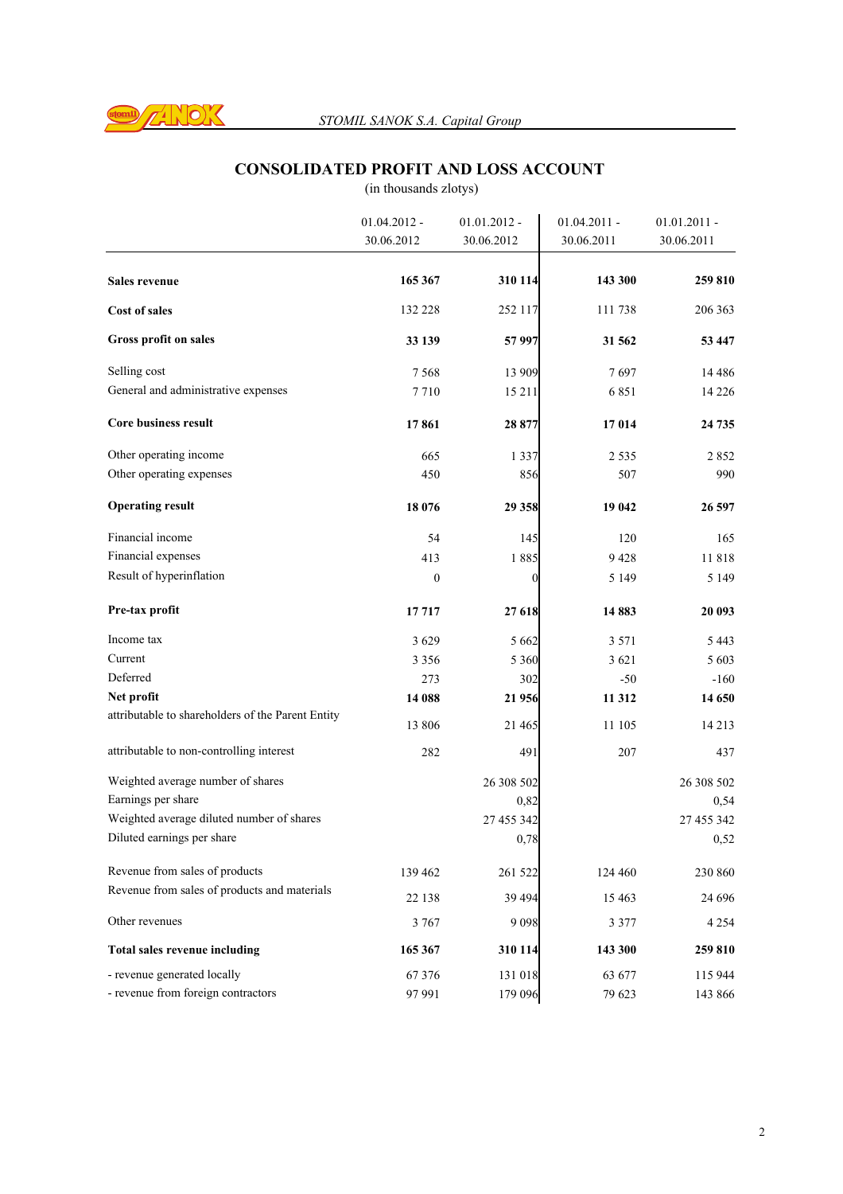# CONSOLIDATED PROFIT AND LOSS ACCOUNT

(in thousands zlotys)

| | 01.04.2012 - 30.06.2012 | 01.01.2012 - 30.06.2012 | 01.04.2011 - 30.06.2011 | 01.01.2011 - 30.06.2011 |
|---|---|---|---|---|
| **Sales revenue** | **165 367** | **310 114** | **143 300** | **259 810** |
| **Cost of sales** | 132 228 | 252 117 | 111 738 | 206 363 |
| **Gross profit on sales** | **33 139** | **57 997** | **31 562** | **53 447** |
| Selling cost | 7 568 | 13 909 | 7 697 | 14 486 |
| General and administrative expenses | 7 710 | 15 211 | 6 851 | 14 226 |
| **Core business result** | **17 861** | **28 877** | **17 014** | **24 735** |
| Other operating income | 665 | 1 337 | 2 535 | 2 852 |
| Other operating expenses | 450 | 856 | 507 | 990 |
| **Operating result** | **18 076** | **29 358** | **19 042** | **26 597** |
| Financial income | 54 | 145 | 120 | 165 |
| Financial expenses | 413 | 1 885 | 9 428 | 11 818 |
| Result of hyperinflation | 0 | 0 | 5 149 | 5 149 |
| **Pre-tax profit** | **17 717** | **27 618** | **14 883** | **20 093** |
| Income tax | 3 629 | 5 662 | 3 571 | 5 443 |
| Current | 3 356 | 5 360 | 3 621 | 5 603 |
| Deferred | 273 | 302 | -50 | -160 |
| **Net profit** | **14 088** | **21 956** | **11 312** | **14 650** |
| attributable to shareholders of the Parent Entity | 13 806 | 21 465 | 11 105 | 14 213 |
| attributable to non-controlling interest | 282 | 491 | 207 | 437 |
| Weighted average number of shares | | 26 308 502 | | 26 308 502 |
| Earnings per share | | 0,82 | | 0,54 |
| Weighted average diluted number of shares | | 27 455 342 | | 27 455 342 |
| Diluted earnings per share | | 0,78 | | 0,52 |
| Revenue from sales of products | 139 462 | 261 522 | 124 460 | 230 860 |
| Revenue from sales of products and materials | 22 138 | 39 494 | 15 463 | 24 696 |
| Other revenues | 3 767 | 9 098 | 3 377 | 4 254 |
| **Total sales revenue including** | **165 367** | **310 114** | **143 300** | **259 810** |
| - revenue generated locally | 67 376 | 131 018 | 63 677 | 115 944 |
| - revenue from foreign contractors | 97 991 | 179 096 | 79 623 | 143 866 |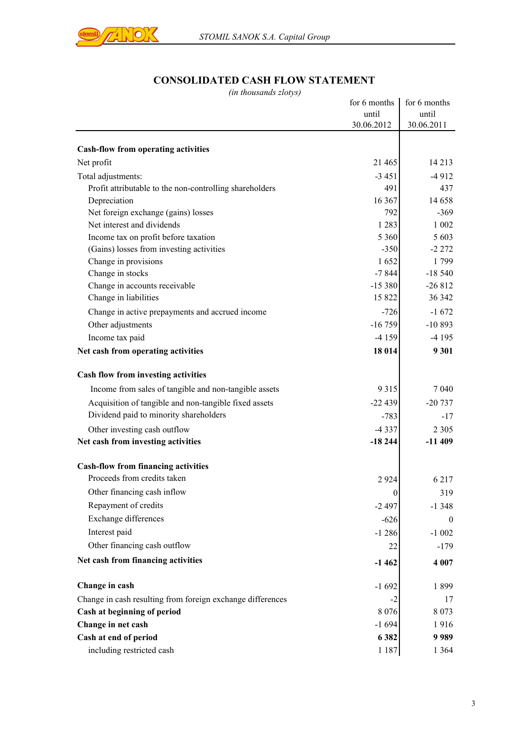# CONSOLIDATED CASH FLOW STATEMENT

*(in thousands zlotys)*

| | for 6 months until 30.06.2012 | for 6 months until 30.06.2011 |
|---|---|---|
| **Cash-flow from operating activities** | | |
| Net profit | 21 465 | 14 213 |
| Total adjustments: | -3 451 | -4 912 |
| Profit attributable to the non-controlling shareholders | 491 | 437 |
| Depreciation | 16 367 | 14 658 |
| Net foreign exchange (gains) losses | 792 | -369 |
| Net interest and dividends | 1 283 | 1 002 |
| Income tax on profit before taxation | 5 360 | 5 603 |
| (Gains) losses from investing activities | -350 | -2 272 |
| Change in provisions | 1 652 | 1 799 |
| Change in stocks | -7 844 | -18 540 |
| Change in accounts receivable | -15 380 | -26 812 |
| Change in liabilities | 15 822 | 36 342 |
| Change in active prepayments and accrued income | -726 | -1 672 |
| Other adjustments | -16 759 | -10 893 |
| Income tax paid | -4 159 | -4 195 |
| **Net cash from operating activities** | **18 014** | **9 301** |
| **Cash flow from investing activities** | | |
| Income from sales of tangible and non-tangible assets | 9 315 | 7 040 |
| Acquisition of tangible and non-tangible fixed assets | -22 439 | -20 737 |
| Dividend paid to minority shareholders | -783 | -17 |
| Other investing cash outflow | -4 337 | 2 305 |
| **Net cash from investing activities** | **-18 244** | **-11 409** |
| **Cash-flow from financing activities** | | |
| Proceeds from credits taken | 2 924 | 6 217 |
| Other financing cash inflow | 0 | 319 |
| Repayment of credits | -2 497 | -1 348 |
| Exchange differences | -626 | 0 |
| Interest paid | -1 286 | -1 002 |
| Other financing cash outflow | 22 | -179 |
| **Net cash from financing activities** | **-1 462** | **4 007** |
| **Change in cash** | -1 692 | 1 899 |
| Change in cash resulting from foreign exchange differences | -2 | 17 |
| **Cash at beginning of period** | 8 076 | 8 073 |
| **Change in net cash** | -1 694 | 1 916 |
| **Cash at end of period** | **6 382** | **9 989** |
| including restricted cash | 1 187 | 1 364 |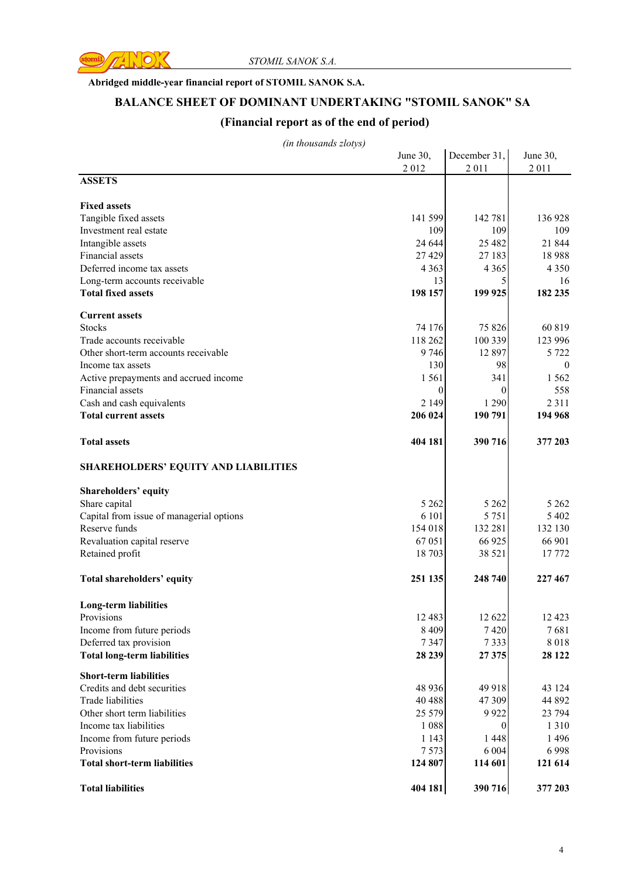**Abridged middle-year financial report of STOMIL SANOK S.A.**

## BALANCE SHEET OF DOMINANT UNDERTAKING "STOMIL SANOK" SA

## (Financial report as of the end of period)

*(in thousands zlotys)*

| | June 30, 2 012 | December 31, 2 011 | June 30, 2 011 |
|---|---|---|---|
| **ASSETS** | | | |
| | | | |
| **Fixed assets** | | | |
| Tangible fixed assets | 141 599 | 142 781 | 136 928 |
| Investment real estate | 109 | 109 | 109 |
| Intangible assets | 24 644 | 25 482 | 21 844 |
| Financial assets | 27 429 | 27 183 | 18 988 |
| Deferred income tax assets | 4 363 | 4 365 | 4 350 |
| Long-term accounts receivable | 13 | 5 | 16 |
| **Total fixed assets** | **198 157** | **199 925** | **182 235** |
| | | | |
| **Current assets** | | | |
| Stocks | 74 176 | 75 826 | 60 819 |
| Trade accounts receivable | 118 262 | 100 339 | 123 996 |
| Other short-term accounts receivable | 9 746 | 12 897 | 5 722 |
| Income tax assets | 130 | 98 | 0 |
| Active prepayments and accrued income | 1 561 | 341 | 1 562 |
| Financial assets | 0 | 0 | 558 |
| Cash and cash equivalents | 2 149 | 1 290 | 2 311 |
| **Total current assets** | **206 024** | **190 791** | **194 968** |
| | | | |
| **Total assets** | **404 181** | **390 716** | **377 203** |
| | | | |
| **SHAREHOLDERS' EQUITY AND LIABILITIES** | | | |
| | | | |
| **Shareholders' equity** | | | |
| Share capital | 5 262 | 5 262 | 5 262 |
| Capital from issue of managerial options | 6 101 | 5 751 | 5 402 |
| Reserve funds | 154 018 | 132 281 | 132 130 |
| Revaluation capital reserve | 67 051 | 66 925 | 66 901 |
| Retained profit | 18 703 | 38 521 | 17 772 |
| | | | |
| **Total shareholders' equity** | **251 135** | **248 740** | **227 467** |
| | | | |
| **Long-term liabilities** | | | |
| Provisions | 12 483 | 12 622 | 12 423 |
| Income from future periods | 8 409 | 7 420 | 7 681 |
| Deferred tax provision | 7 347 | 7 333 | 8 018 |
| **Total long-term liabilities** | **28 239** | **27 375** | **28 122** |
| | | | |
| **Short-term liabilities** | | | |
| Credits and debt securities | 48 936 | 49 918 | 43 124 |
| Trade liabilities | 40 488 | 47 309 | 44 892 |
| Other short term liabilities | 25 579 | 9 922 | 23 794 |
| Income tax liabilities | 1 088 | 0 | 1 310 |
| Income from future periods | 1 143 | 1 448 | 1 496 |
| Provisions | 7 573 | 6 004 | 6 998 |
| **Total short-term liabilities** | **124 807** | **114 601** | **121 614** |
| | | | |
| **Total liabilities** | **404 181** | **390 716** | **377 203** |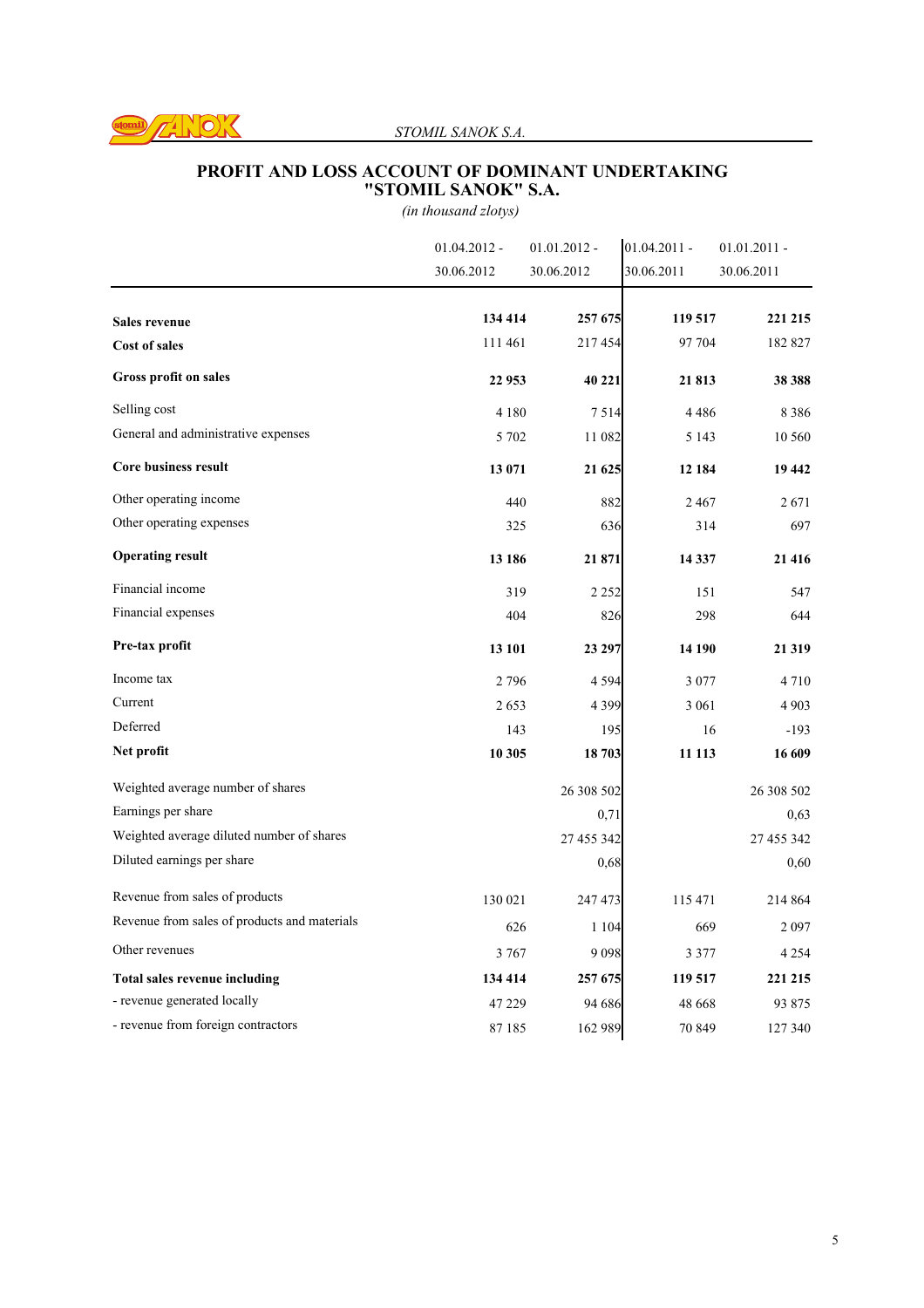## PROFIT AND LOSS ACCOUNT OF DOMINANT UNDERTAKING "STOMIL SANOK" S.A.

*(in thousand zlotys)*

| | 01.04.2012 - 30.06.2012 | 01.01.2012 - 30.06.2012 | 01.04.2011 - 30.06.2011 | 01.01.2011 - 30.06.2011 |
|---|---|---|---|---|
| **Sales revenue** | **134 414** | **257 675** | **119 517** | **221 215** |
| **Cost of sales** | 111 461 | 217 454 | 97 704 | 182 827 |
| **Gross profit on sales** | **22 953** | **40 221** | **21 813** | **38 388** |
| Selling cost | 4 180 | 7 514 | 4 486 | 8 386 |
| General and administrative expenses | 5 702 | 11 082 | 5 143 | 10 560 |
| **Core business result** | **13 071** | **21 625** | **12 184** | **19 442** |
| Other operating income | 440 | 882 | 2 467 | 2 671 |
| Other operating expenses | 325 | 636 | 314 | 697 |
| **Operating result** | **13 186** | **21 871** | **14 337** | **21 416** |
| Financial income | 319 | 2 252 | 151 | 547 |
| Financial expenses | 404 | 826 | 298 | 644 |
| **Pre-tax profit** | **13 101** | **23 297** | **14 190** | **21 319** |
| Income tax | 2 796 | 4 594 | 3 077 | 4 710 |
| Current | 2 653 | 4 399 | 3 061 | 4 903 |
| Deferred | 143 | 195 | 16 | -193 |
| **Net profit** | **10 305** | **18 703** | **11 113** | **16 609** |
| Weighted average number of shares | | 26 308 502 | | 26 308 502 |
| Earnings per share | | 0,71 | | 0,63 |
| Weighted average diluted number of shares | | 27 455 342 | | 27 455 342 |
| Diluted earnings per share | | 0,68 | | 0,60 |
| Revenue from sales of products | 130 021 | 247 473 | 115 471 | 214 864 |
| Revenue from sales of products and materials | 626 | 1 104 | 669 | 2 097 |
| Other revenues | 3 767 | 9 098 | 3 377 | 4 254 |
| **Total sales revenue including** | **134 414** | **257 675** | **119 517** | **221 215** |
| - revenue generated locally | 47 229 | 94 686 | 48 668 | 93 875 |
| - revenue from foreign contractors | 87 185 | 162 989 | 70 849 | 127 340 |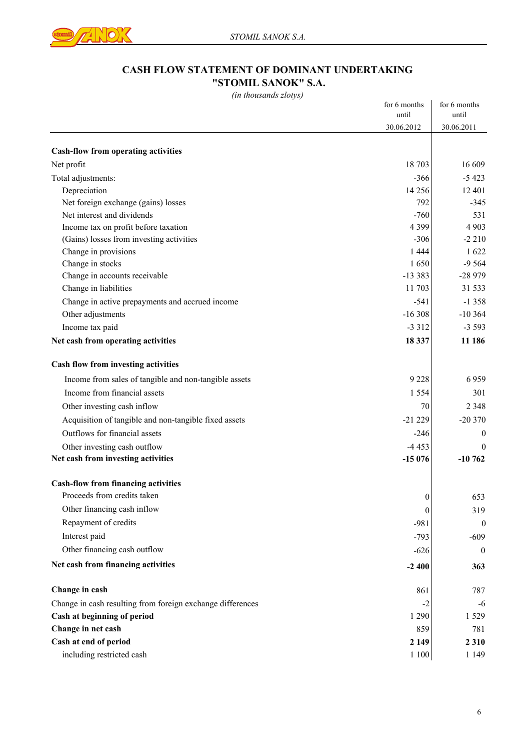## CASH FLOW STATEMENT OF DOMINANT UNDERTAKING "STOMIL SANOK" S.A.

*(in thousands zlotys)*

| | for 6 months until 30.06.2012 | for 6 months until 30.06.2011 |
|---|---|---|
| **Cash-flow from operating activities** | | |
| Net profit | 18 703 | 16 609 |
| Total adjustments: | -366 | -5 423 |
| Depreciation | 14 256 | 12 401 |
| Net foreign exchange (gains) losses | 792 | -345 |
| Net interest and dividends | -760 | 531 |
| Income tax on profit before taxation | 4 399 | 4 903 |
| (Gains) losses from investing activities | -306 | -2 210 |
| Change in provisions | 1 444 | 1 622 |
| Change in stocks | 1 650 | -9 564 |
| Change in accounts receivable | -13 383 | -28 979 |
| Change in liabilities | 11 703 | 31 533 |
| Change in active prepayments and accrued income | -541 | -1 358 |
| Other adjustments | -16 308 | -10 364 |
| Income tax paid | -3 312 | -3 593 |
| **Net cash from operating activities** | **18 337** | **11 186** |
| **Cash flow from investing activities** | | |
| Income from sales of tangible and non-tangible assets | 9 228 | 6 959 |
| Income from financial assets | 1 554 | 301 |
| Other investing cash inflow | 70 | 2 348 |
| Acquisition of tangible and non-tangible fixed assets | -21 229 | -20 370 |
| Outflows for financial assets | -246 | 0 |
| Other investing cash outflow | -4 453 | 0 |
| **Net cash from investing activities** | **-15 076** | **-10 762** |
| **Cash-flow from financing activities** | | |
| Proceeds from credits taken | 0 | 653 |
| Other financing cash inflow | 0 | 319 |
| Repayment of credits | -981 | 0 |
| Interest paid | -793 | -609 |
| Other financing cash outflow | -626 | 0 |
| **Net cash from financing activities** | **-2 400** | **363** |
| **Change in cash** | 861 | 787 |
| Change in cash resulting from foreign exchange differences | -2 | -6 |
| **Cash at beginning of period** | 1 290 | 1 529 |
| **Change in net cash** | 859 | 781 |
| **Cash at end of period** | **2 149** | **2 310** |
| including restricted cash | 1 100 | 1 149 |